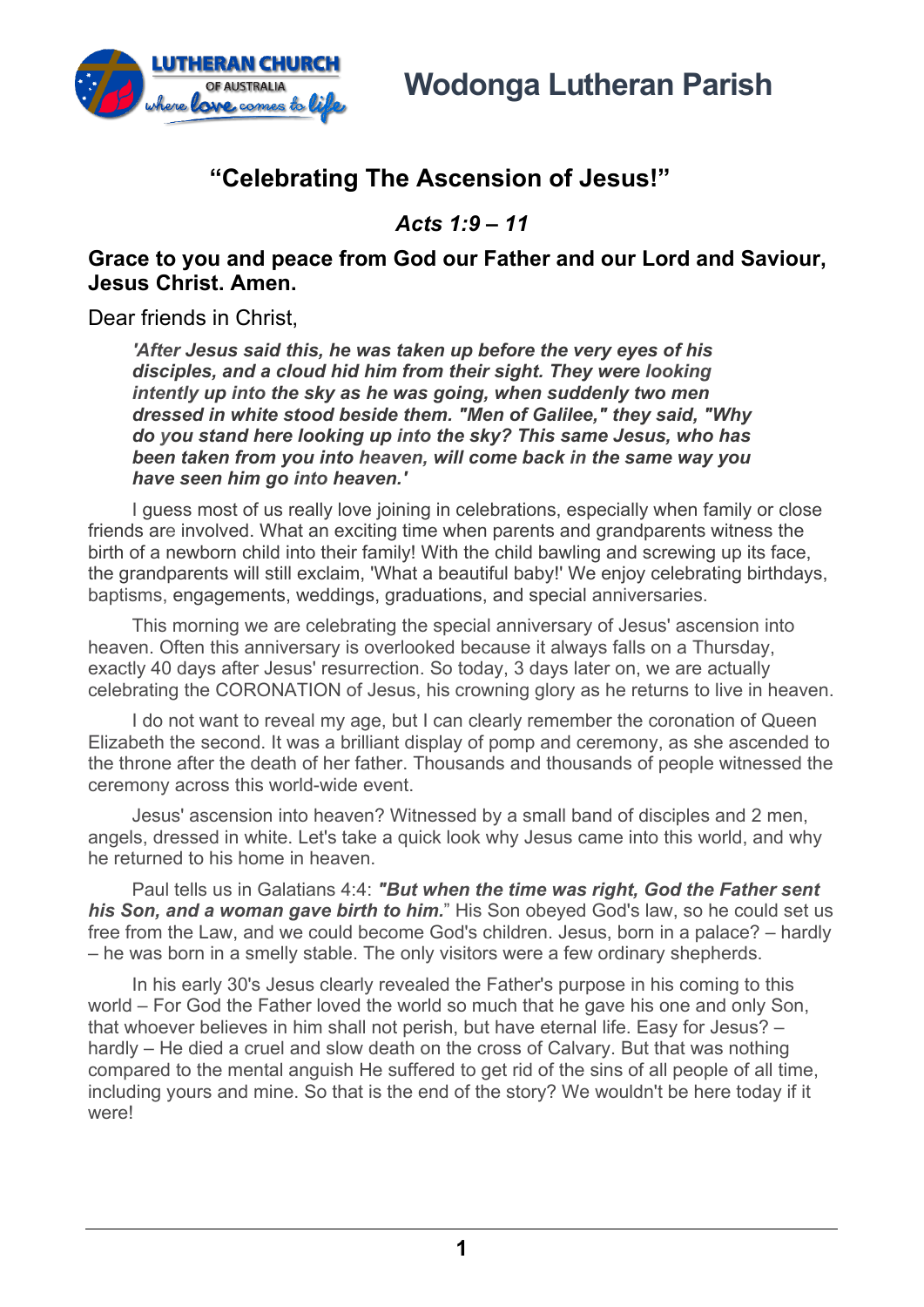# Wodonga Lutheran Parish

## "Celebrating The Ascension of Jesus!"

### *Acts 1:9 – 11*

**Grace to you and peace from God our Father and our Lord and Saviour, Jesus Christ. Amen.**

Dear friends in Christ,

> ***'After Jesus said this, he was taken up before the very eyes of his disciples, and a cloud hid him from their sight. They were looking intently up into the sky as he was going, when suddenly two men dressed in white stood beside them. "Men of Galilee," they said, "Why do you stand here looking up into the sky? This same Jesus, who has been taken from you into heaven, will come back in the same way you have seen him go into heaven.'***

I guess most of us really love joining in celebrations, especially when family or close friends are involved. What an exciting time when parents and grandparents witness the birth of a newborn child into their family! With the child bawling and screwing up its face, the grandparents will still exclaim, 'What a beautiful baby!' We enjoy celebrating birthdays, baptisms, engagements, weddings, graduations, and special anniversaries.

This morning we are celebrating the special anniversary of Jesus' ascension into heaven. Often this anniversary is overlooked because it always falls on a Thursday, exactly 40 days after Jesus' resurrection. So today, 3 days later on, we are actually celebrating the CORONATION of Jesus, his crowning glory as he returns to live in heaven.

I do not want to reveal my age, but I can clearly remember the coronation of Queen Elizabeth the second. It was a brilliant display of pomp and ceremony, as she ascended to the throne after the death of her father. Thousands and thousands of people witnessed the ceremony across this world-wide event.

Jesus' ascension into heaven? Witnessed by a small band of disciples and 2 men, angels, dressed in white. Let's take a quick look why Jesus came into this world, and why he returned to his home in heaven.

Paul tells us in Galatians 4:4: ***"But when the time was right, God the Father sent his Son, and a woman gave birth to him.*** " His Son obeyed God's law, so he could set us free from the Law, and we could become God's children. Jesus, born in a palace? – hardly – he was born in a smelly stable. The only visitors were a few ordinary shepherds.

In his early 30's Jesus clearly revealed the Father's purpose in his coming to this world – For God the Father loved the world so much that he gave his one and only Son, that whoever believes in him shall not perish, but have eternal life. Easy for Jesus? – hardly – He died a cruel and slow death on the cross of Calvary. But that was nothing compared to the mental anguish He suffered to get rid of the sins of all people of all time, including yours and mine. So that is the end of the story? We wouldn't be here today if it were!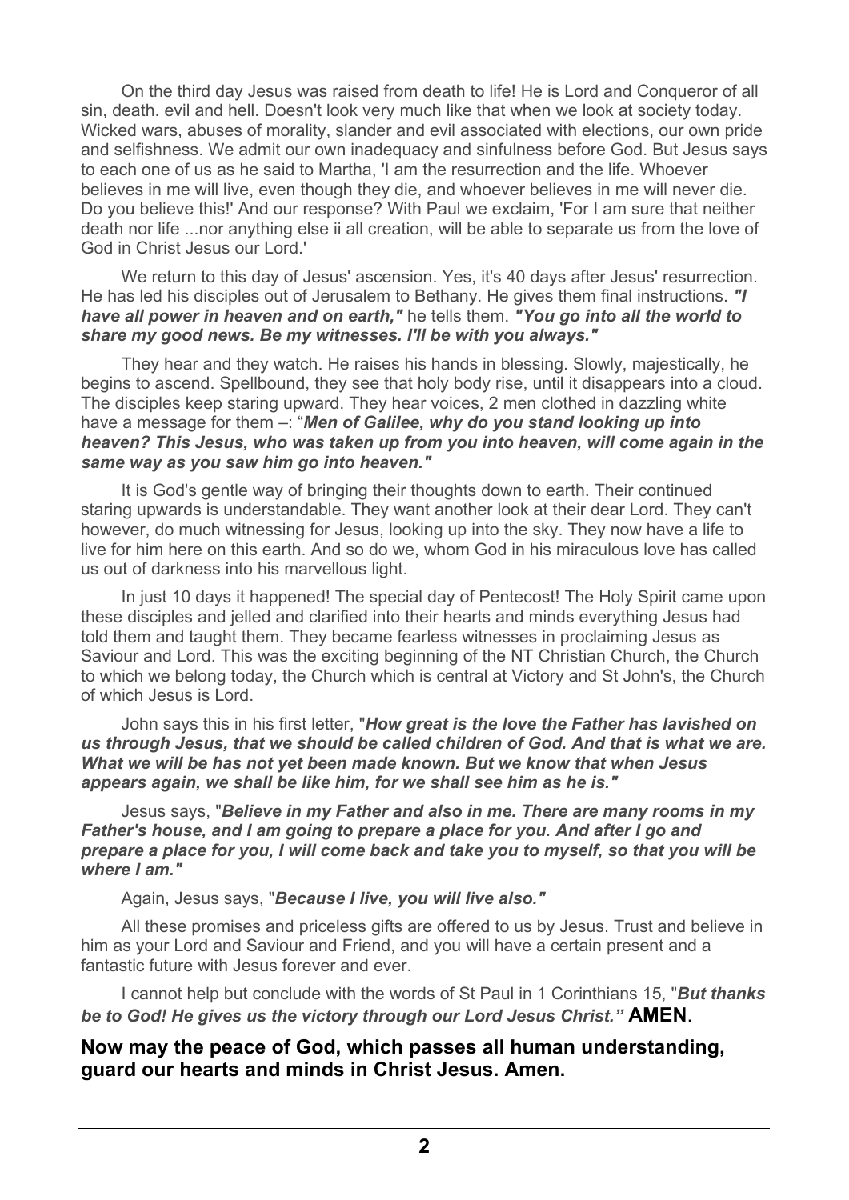On the third day Jesus was raised from death to life! He is Lord and Conqueror of all sin, death. evil and hell. Doesn't look very much like that when we look at society today. Wicked wars, abuses of morality, slander and evil associated with elections, our own pride and selfishness. We admit our own inadequacy and sinfulness before God. But Jesus says to each one of us as he said to Martha, 'I am the resurrection and the life. Whoever believes in me will live, even though they die, and whoever believes in me will never die. Do you believe this!' And our response? With Paul we exclaim, 'For I am sure that neither death nor life ...nor anything else ii all creation, will be able to separate us from the love of God in Christ Jesus our Lord.'

We return to this day of Jesus' ascension. Yes, it's 40 days after Jesus' resurrection. He has led his disciples out of Jerusalem to Bethany. He gives them final instructions. ***"I have all power in heaven and on earth,"*** he tells them. ***"You go into all the world to share my good news. Be my witnesses. I'll be with you always."***

They hear and they watch. He raises his hands in blessing. Slowly, majestically, he begins to ascend. Spellbound, they see that holy body rise, until it disappears into a cloud. The disciples keep staring upward. They hear voices, 2 men clothed in dazzling white have a message for them –: "***Men of Galilee, why do you stand looking up into heaven? This Jesus, who was taken up from you into heaven, will come again in the same way as you saw him go into heaven."***

It is God's gentle way of bringing their thoughts down to earth. Their continued staring upwards is understandable. They want another look at their dear Lord. They can't however, do much witnessing for Jesus, looking up into the sky. They now have a life to live for him here on this earth. And so do we, whom God in his miraculous love has called us out of darkness into his marvellous light.

In just 10 days it happened! The special day of Pentecost! The Holy Spirit came upon these disciples and jelled and clarified into their hearts and minds everything Jesus had told them and taught them. They became fearless witnesses in proclaiming Jesus as Saviour and Lord. This was the exciting beginning of the NT Christian Church, the Church to which we belong today, the Church which is central at Victory and St John's, the Church of which Jesus is Lord.

John says this in his first letter, "***How great is the love the Father has lavished on us through Jesus, that we should be called children of God. And that is what we are. What we will be has not yet been made known. But we know that when Jesus appears again, we shall be like him, for we shall see him as he is."***

Jesus says, "***Believe in my Father and also in me. There are many rooms in my Father's house, and I am going to prepare a place for you. And after I go and prepare a place for you, I will come back and take you to myself, so that you will be where I am."***

Again, Jesus says, "***Because I live, you will live also."***

All these promises and priceless gifts are offered to us by Jesus. Trust and believe in him as your Lord and Saviour and Friend, and you will have a certain present and a fantastic future with Jesus forever and ever.

I cannot help but conclude with the words of St Paul in 1 Corinthians 15, "***But thanks be to God! He gives us the victory through our Lord Jesus Christ."*** **AMEN**.

**Now may the peace of God, which passes all human understanding, guard our hearts and minds in Christ Jesus. Amen.**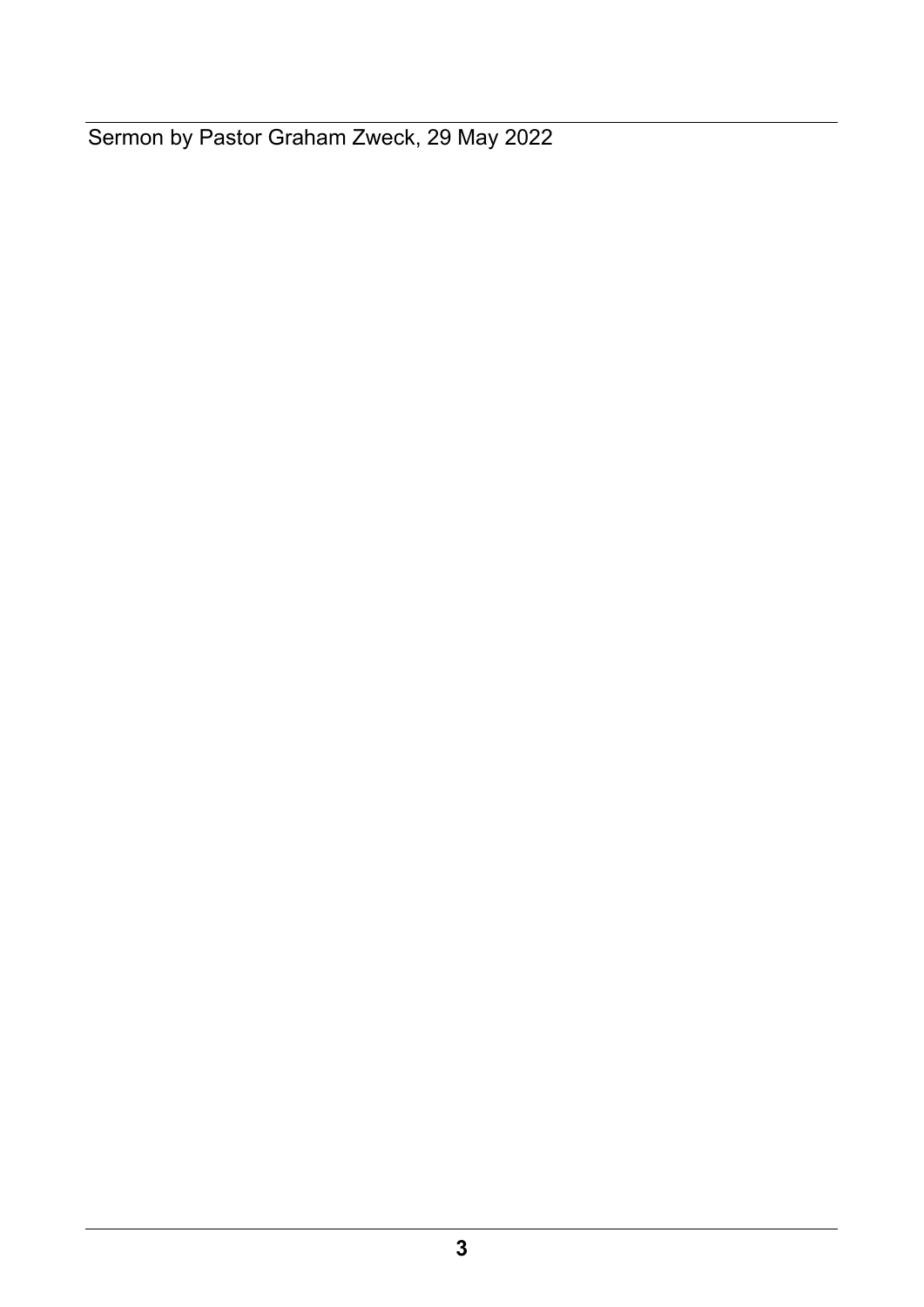Sermon by Pastor Graham Zweck, 29 May 2022